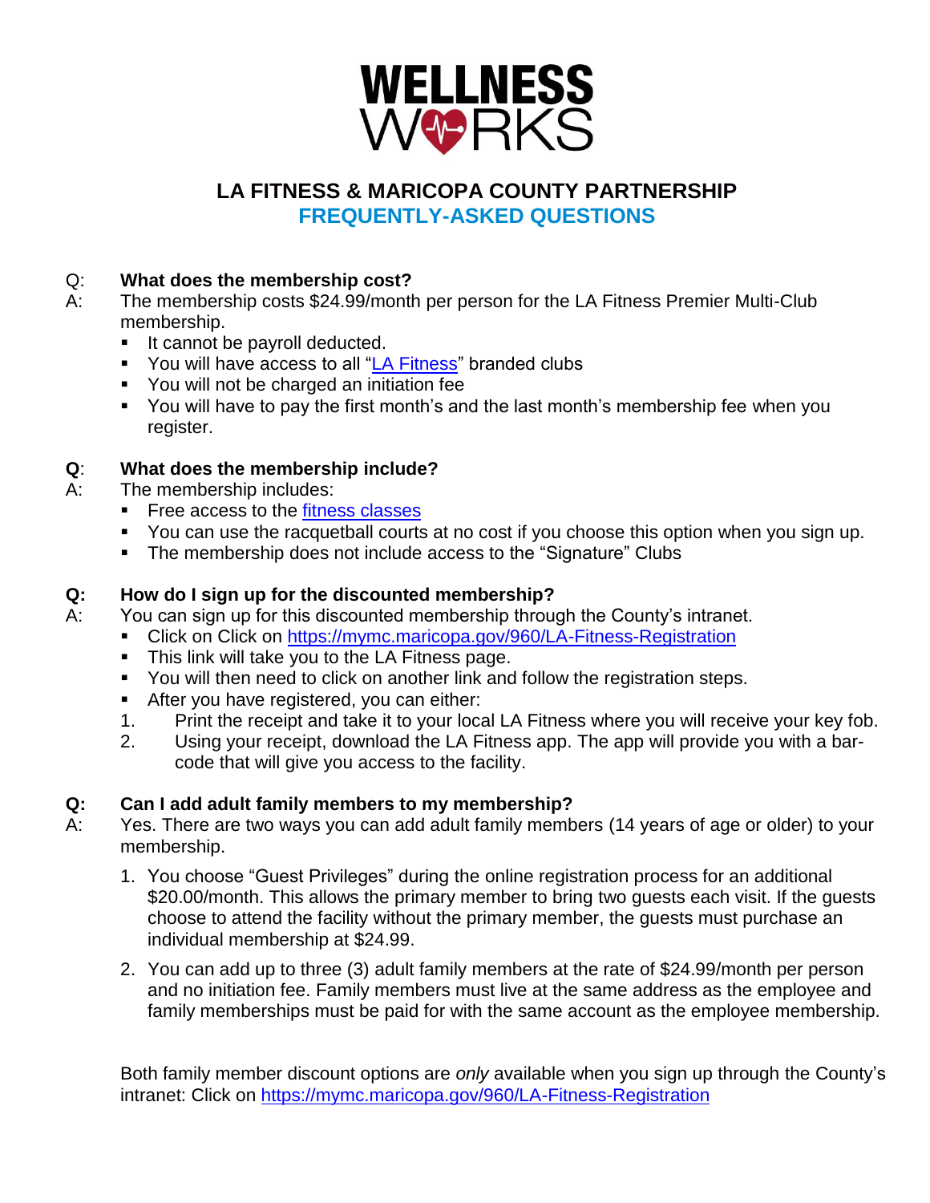# WELLNESS WORKS

## LA FITNESS & MARICOPA COUNTY PARTNERSHIP

## FREQUENTLY-ASKED QUESTIONS

Q: **What does the membership cost?**

A: The membership costs $24.99/month per person for the LA Fitness Premier Multi-Club membership.

- It cannot be payroll deducted.
- You will have access to all "LA Fitness" branded clubs
- You will not be charged an initiation fee
- You will have to pay the first month's and the last month's membership fee when you register.

**Q**: **What does the membership include?**

A: The membership includes:

- Free access to the fitness classes
- You can use the racquetball courts at no cost if you choose this option when you sign up.
- The membership does not include access to the "Signature" Clubs

**Q: How do I sign up for the discounted membership?**

A: You can sign up for this discounted membership through the County's intranet.

- Click on Click on https://mymc.maricopa.gov/960/LA-Fitness-Registration
- This link will take you to the LA Fitness page.
- You will then need to click on another link and follow the registration steps.
- After you have registered, you can either:

1. Print the receipt and take it to your local LA Fitness where you will receive your key fob.
2. Using your receipt, download the LA Fitness app. The app will provide you with a bar-code that will give you access to the facility.

**Q: Can I add adult family members to my membership?**

A: Yes. There are two ways you can add adult family members (14 years of age or older) to your membership.

1. You choose "Guest Privileges" during the online registration process for an additional $20.00/month. This allows the primary member to bring two guests each visit. If the guests choose to attend the facility without the primary member, the guests must purchase an individual membership at $24.99.
2. You can add up to three (3) adult family members at the rate of $24.99/month per person and no initiation fee. Family members must live at the same address as the employee and family memberships must be paid for with the same account as the employee membership.

Both family member discount options are *only* available when you sign up through the County's intranet: Click on https://mymc.maricopa.gov/960/LA-Fitness-Registration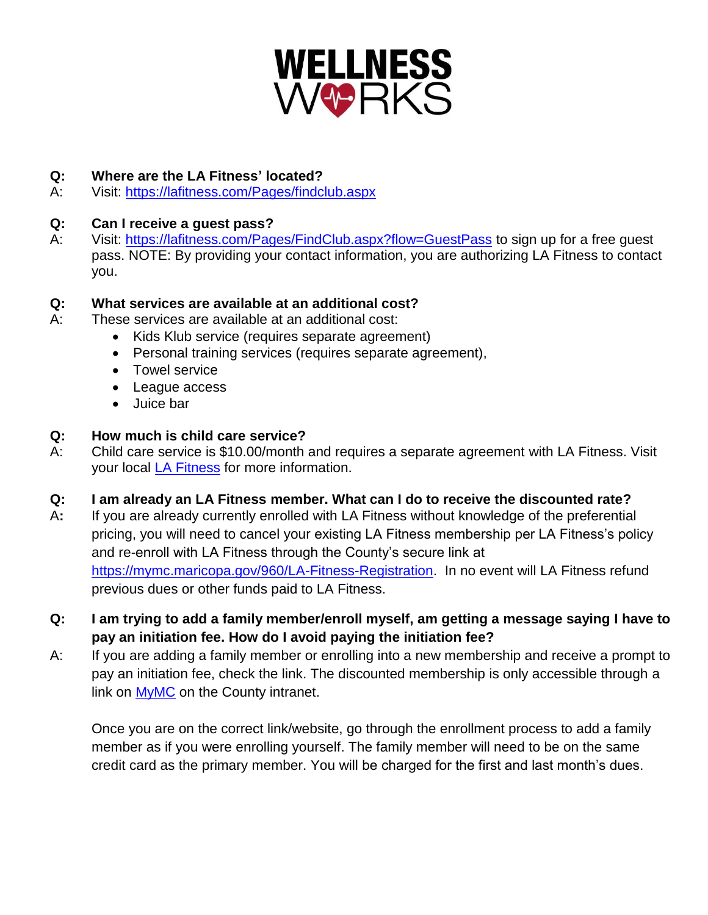# WELLNESS WORKS

**Q: Where are the LA Fitness' located?**

A: Visit: https://lafitness.com/Pages/findclub.aspx

**Q: Can I receive a guest pass?**

A: Visit: https://lafitness.com/Pages/FindClub.aspx?flow=GuestPass to sign up for a free guest pass. NOTE: By providing your contact information, you are authorizing LA Fitness to contact you.

**Q: What services are available at an additional cost?**

A: These services are available at an additional cost:

- Kids Klub service (requires separate agreement)
- Personal training services (requires separate agreement),
- Towel service
- League access
- Juice bar

**Q: How much is child care service?**

A: Child care service is $10.00/month and requires a separate agreement with LA Fitness. Visit your local LA Fitness for more information.

**Q: I am already an LA Fitness member. What can I do to receive the discounted rate?**

A: If you are already currently enrolled with LA Fitness without knowledge of the preferential pricing, you will need to cancel your existing LA Fitness membership per LA Fitness's policy and re-enroll with LA Fitness through the County's secure link at https://mymc.maricopa.gov/960/LA-Fitness-Registration. In no event will LA Fitness refund previous dues or other funds paid to LA Fitness.

**Q: I am trying to add a family member/enroll myself, am getting a message saying I have to pay an initiation fee. How do I avoid paying the initiation fee?**

A: If you are adding a family member or enrolling into a new membership and receive a prompt to pay an initiation fee, check the link. The discounted membership is only accessible through a link on MyMC on the County intranet.

Once you are on the correct link/website, go through the enrollment process to add a family member as if you were enrolling yourself. The family member will need to be on the same credit card as the primary member. You will be charged for the first and last month's dues.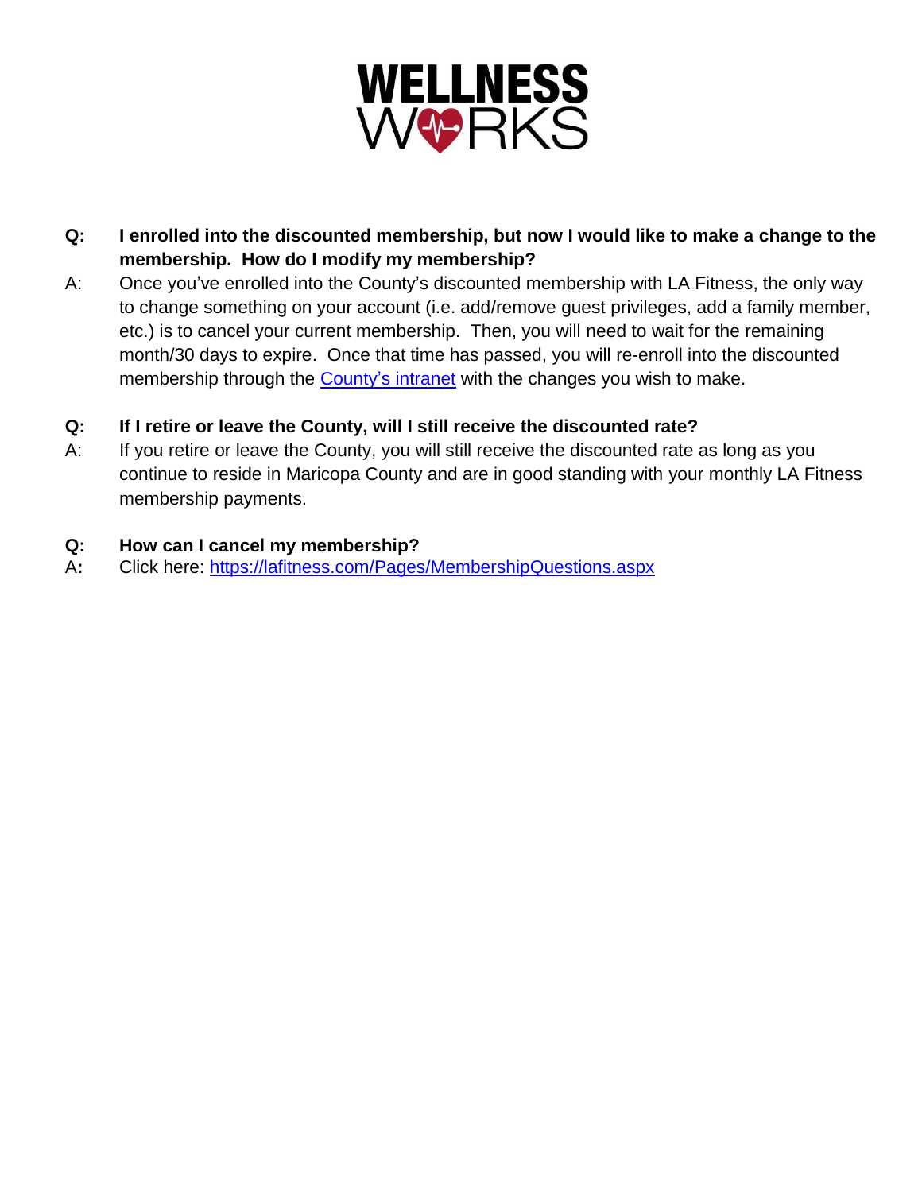**WELLNESS WORKS**

**Q: I enrolled into the discounted membership, but now I would like to make a change to the membership. How do I modify my membership?**

A: Once you've enrolled into the County's discounted membership with LA Fitness, the only way to change something on your account (i.e. add/remove guest privileges, add a family member, etc.) is to cancel your current membership. Then, you will need to wait for the remaining month/30 days to expire. Once that time has passed, you will re-enroll into the discounted membership through the County's intranet with the changes you wish to make.

**Q: If I retire or leave the County, will I still receive the discounted rate?**

A: If you retire or leave the County, you will still receive the discounted rate as long as you continue to reside in Maricopa County and are in good standing with your monthly LA Fitness membership payments.

**Q: How can I cancel my membership?**

A**:** Click here: https://lafitness.com/Pages/MembershipQuestions.aspx